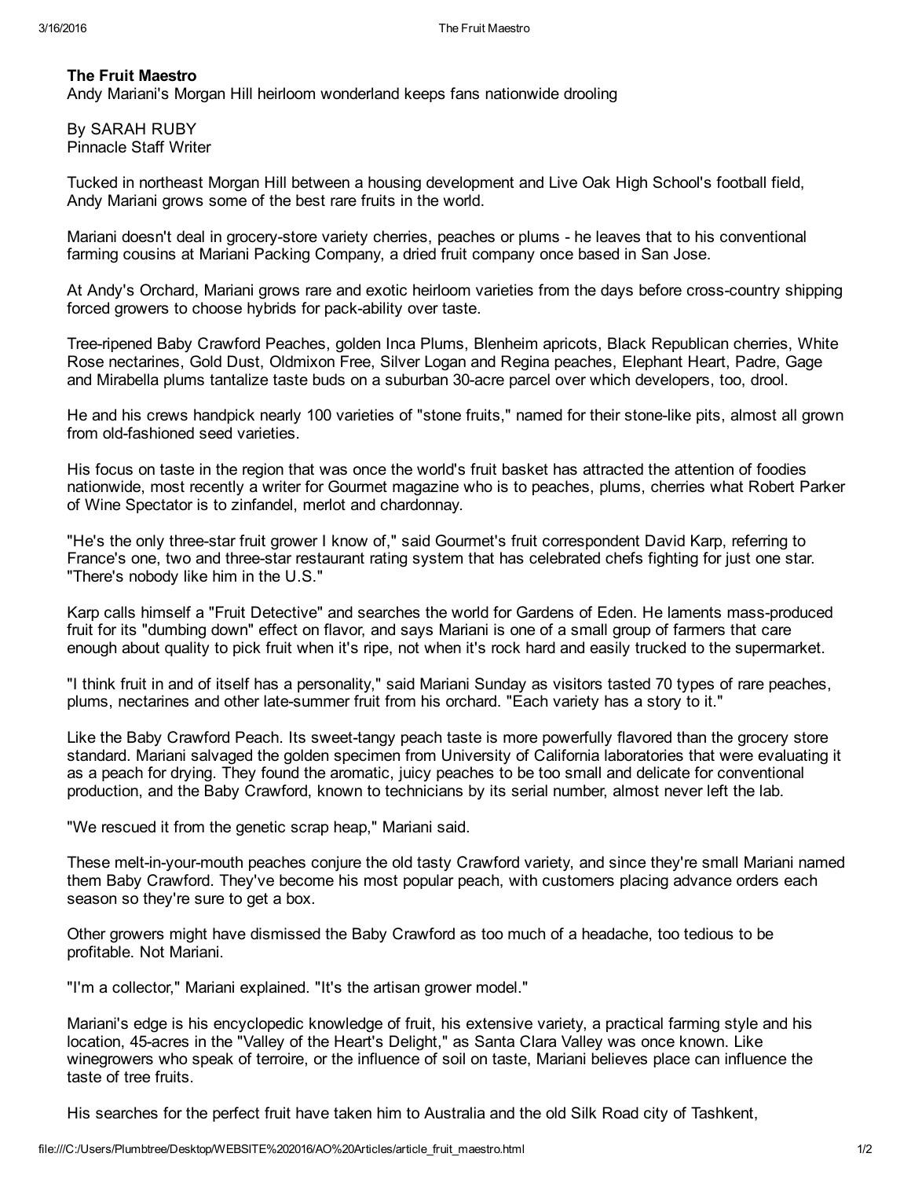# The Fruit Maestro

Andy Mariani's Morgan Hill heirloom wonderland keeps fans nationwide drooling

By SARAH RUBY
Pinnacle Staff Writer

Tucked in northeast Morgan Hill between a housing development and Live Oak High School's football field, Andy Mariani grows some of the best rare fruits in the world.

Mariani doesn't deal in grocery-store variety cherries, peaches or plums - he leaves that to his conventional farming cousins at Mariani Packing Company, a dried fruit company once based in San Jose.

At Andy's Orchard, Mariani grows rare and exotic heirloom varieties from the days before cross-country shipping forced growers to choose hybrids for pack-ability over taste.

Tree-ripened Baby Crawford Peaches, golden Inca Plums, Blenheim apricots, Black Republican cherries, White Rose nectarines, Gold Dust, Oldmixon Free, Silver Logan and Regina peaches, Elephant Heart, Padre, Gage and Mirabella plums tantalize taste buds on a suburban 30-acre parcel over which developers, too, drool.

He and his crews handpick nearly 100 varieties of "stone fruits," named for their stone-like pits, almost all grown from old-fashioned seed varieties.

His focus on taste in the region that was once the world's fruit basket has attracted the attention of foodies nationwide, most recently a writer for Gourmet magazine who is to peaches, plums, cherries what Robert Parker of Wine Spectator is to zinfandel, merlot and chardonnay.

"He's the only three-star fruit grower I know of," said Gourmet's fruit correspondent David Karp, referring to France's one, two and three-star restaurant rating system that has celebrated chefs fighting for just one star. "There's nobody like him in the U.S."

Karp calls himself a "Fruit Detective" and searches the world for Gardens of Eden. He laments mass-produced fruit for its "dumbing down" effect on flavor, and says Mariani is one of a small group of farmers that care enough about quality to pick fruit when it's ripe, not when it's rock hard and easily trucked to the supermarket.

"I think fruit in and of itself has a personality," said Mariani Sunday as visitors tasted 70 types of rare peaches, plums, nectarines and other late-summer fruit from his orchard. "Each variety has a story to it."

Like the Baby Crawford Peach. Its sweet-tangy peach taste is more powerfully flavored than the grocery store standard. Mariani salvaged the golden specimen from University of California laboratories that were evaluating it as a peach for drying. They found the aromatic, juicy peaches to be too small and delicate for conventional production, and the Baby Crawford, known to technicians by its serial number, almost never left the lab.

"We rescued it from the genetic scrap heap," Mariani said.

These melt-in-your-mouth peaches conjure the old tasty Crawford variety, and since they're small Mariani named them Baby Crawford. They've become his most popular peach, with customers placing advance orders each season so they're sure to get a box.

Other growers might have dismissed the Baby Crawford as too much of a headache, too tedious to be profitable. Not Mariani.

"I'm a collector," Mariani explained. "It's the artisan grower model."

Mariani's edge is his encyclopedic knowledge of fruit, his extensive variety, a practical farming style and his location, 45-acres in the "Valley of the Heart's Delight," as Santa Clara Valley was once known. Like winegrowers who speak of terroire, or the influence of soil on taste, Mariani believes place can influence the taste of tree fruits.

His searches for the perfect fruit have taken him to Australia and the old Silk Road city of Tashkent,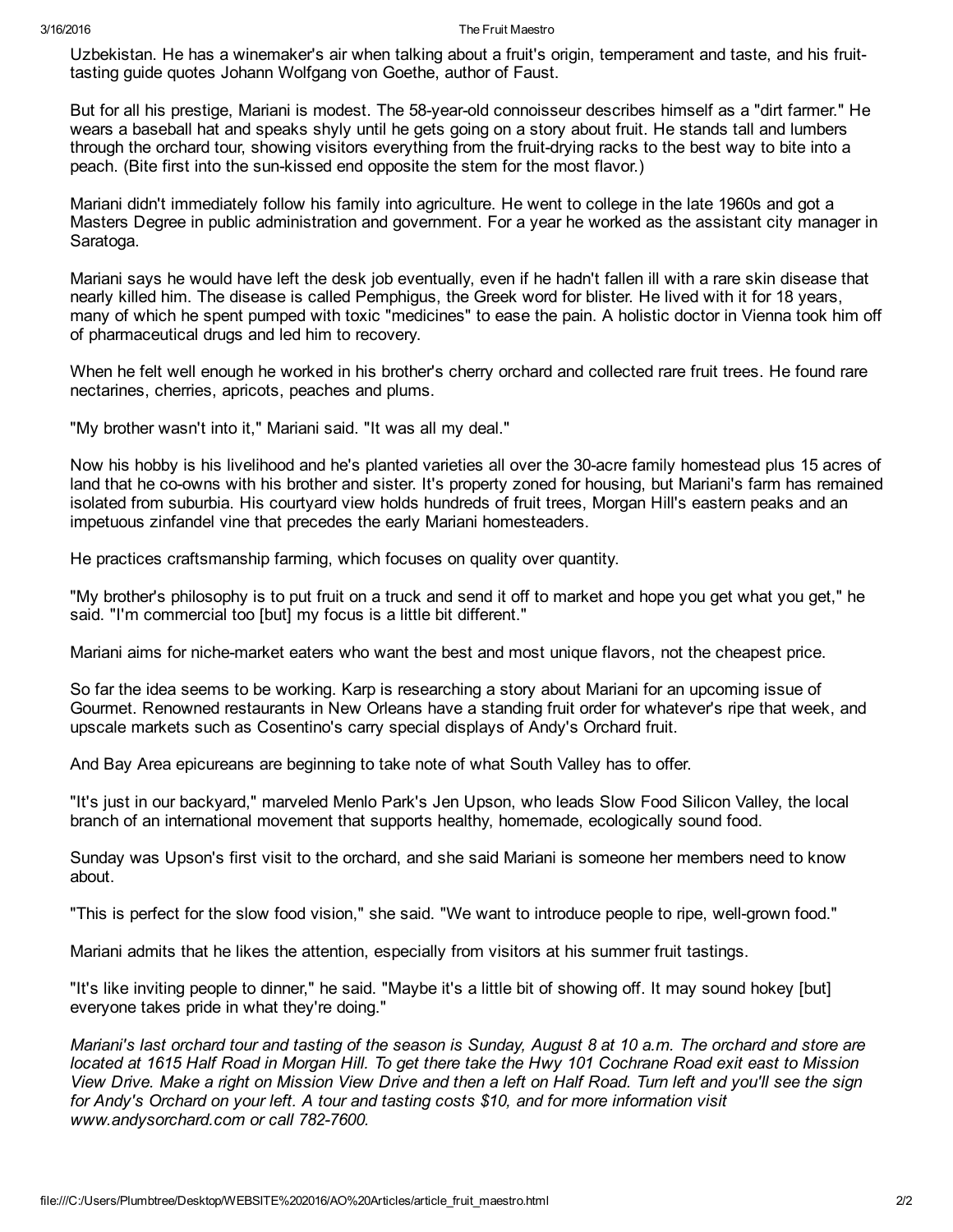Uzbekistan. He has a winemaker's air when talking about a fruit's origin, temperament and taste, and his fruit-tasting guide quotes Johann Wolfgang von Goethe, author of Faust.

But for all his prestige, Mariani is modest. The 58-year-old connoisseur describes himself as a "dirt farmer." He wears a baseball hat and speaks shyly until he gets going on a story about fruit. He stands tall and lumbers through the orchard tour, showing visitors everything from the fruit-drying racks to the best way to bite into a peach. (Bite first into the sun-kissed end opposite the stem for the most flavor.)

Mariani didn't immediately follow his family into agriculture. He went to college in the late 1960s and got a Masters Degree in public administration and government. For a year he worked as the assistant city manager in Saratoga.

Mariani says he would have left the desk job eventually, even if he hadn't fallen ill with a rare skin disease that nearly killed him. The disease is called Pemphigus, the Greek word for blister. He lived with it for 18 years, many of which he spent pumped with toxic "medicines" to ease the pain. A holistic doctor in Vienna took him off of pharmaceutical drugs and led him to recovery.

When he felt well enough he worked in his brother's cherry orchard and collected rare fruit trees. He found rare nectarines, cherries, apricots, peaches and plums.

"My brother wasn't into it," Mariani said. "It was all my deal."

Now his hobby is his livelihood and he's planted varieties all over the 30-acre family homestead plus 15 acres of land that he co-owns with his brother and sister. It's property zoned for housing, but Mariani's farm has remained isolated from suburbia. His courtyard view holds hundreds of fruit trees, Morgan Hill's eastern peaks and an impetuous zinfandel vine that precedes the early Mariani homesteaders.

He practices craftsmanship farming, which focuses on quality over quantity.

"My brother's philosophy is to put fruit on a truck and send it off to market and hope you get what you get," he said. "I'm commercial too [but] my focus is a little bit different."

Mariani aims for niche-market eaters who want the best and most unique flavors, not the cheapest price.

So far the idea seems to be working. Karp is researching a story about Mariani for an upcoming issue of Gourmet. Renowned restaurants in New Orleans have a standing fruit order for whatever's ripe that week, and upscale markets such as Cosentino's carry special displays of Andy's Orchard fruit.

And Bay Area epicureans are beginning to take note of what South Valley has to offer.

"It's just in our backyard," marveled Menlo Park's Jen Upson, who leads Slow Food Silicon Valley, the local branch of an international movement that supports healthy, homemade, ecologically sound food.

Sunday was Upson's first visit to the orchard, and she said Mariani is someone her members need to know about.

"This is perfect for the slow food vision," she said. "We want to introduce people to ripe, well-grown food."

Mariani admits that he likes the attention, especially from visitors at his summer fruit tastings.

"It's like inviting people to dinner," he said. "Maybe it's a little bit of showing off. It may sound hokey [but] everyone takes pride in what they're doing."

*Mariani's last orchard tour and tasting of the season is Sunday, August 8 at 10 a.m. The orchard and store are located at 1615 Half Road in Morgan Hill. To get there take the Hwy 101 Cochrane Road exit east to Mission View Drive. Make a right on Mission View Drive and then a left on Half Road. Turn left and you'll see the sign for Andy's Orchard on your left. A tour and tasting costs $10, and for more information visit www.andysorchard.com or call 782-7600.*